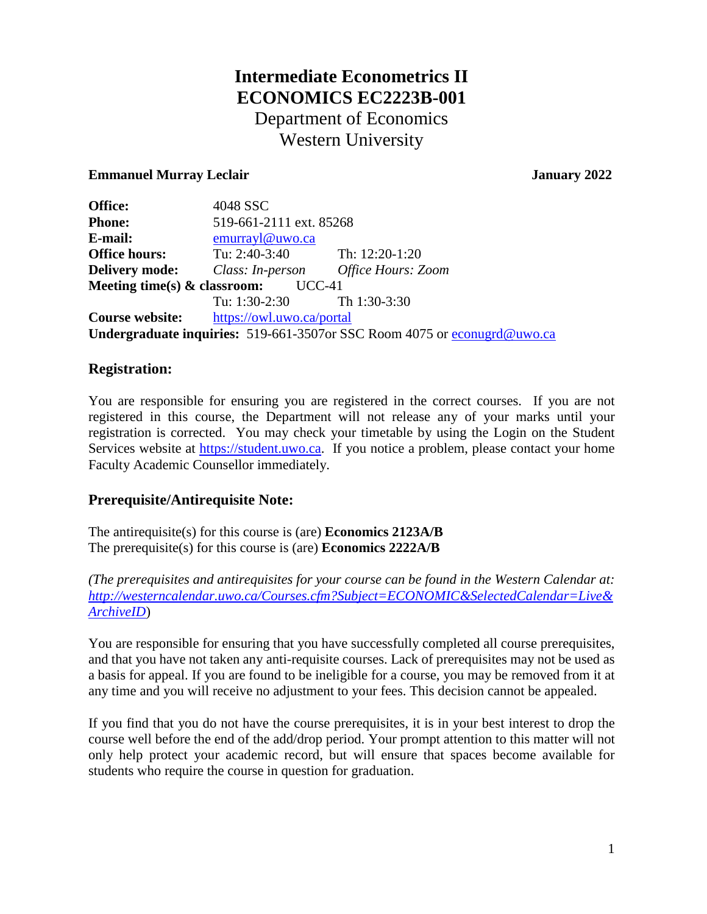# Intermediate Econometrics II
# ECONOMICS EC2223B-001

Department of Economics
Western University

**Emmanuel Murray Leclair** **January 2022**

| | | |
|---|---|---|
| **Office:** | 4048 SSC | |
| **Phone:** | 519-661-2111 ext. 85268 | |
| **E-mail:** | emurrayl@uwo.ca | |
| **Office hours:** | Tu: 2:40-3:40 | Th: 12:20-1:20 |
| **Delivery mode:** | *Class: In-person* | *Office Hours: Zoom* |
| **Meeting time(s) & classroom:** | UCC-41 | |
| | Tu: 1:30-2:30 | Th 1:30-3:30 |
| **Course website:** | https://owl.uwo.ca/portal | |

**Undergraduate inquiries:** 519-661-3507or SSC Room 4075 or econugrd@uwo.ca

## Registration:

You are responsible for ensuring you are registered in the correct courses. If you are not registered in this course, the Department will not release any of your marks until your registration is corrected. You may check your timetable by using the Login on the Student Services website at https://student.uwo.ca. If you notice a problem, please contact your home Faculty Academic Counsellor immediately.

## Prerequisite/Antirequisite Note:

The antirequisite(s) for this course is (are) **Economics 2123A/B**
The prerequisite(s) for this course is (are) **Economics 2222A/B**

*(The prerequisites and antirequisites for your course can be found in the Western Calendar at: http://westerncalendar.uwo.ca/Courses.cfm?Subject=ECONOMIC&SelectedCalendar=Live&ArchiveID)*

You are responsible for ensuring that you have successfully completed all course prerequisites, and that you have not taken any anti-requisite courses. Lack of prerequisites may not be used as a basis for appeal. If you are found to be ineligible for a course, you may be removed from it at any time and you will receive no adjustment to your fees. This decision cannot be appealed.

If you find that you do not have the course prerequisites, it is in your best interest to drop the course well before the end of the add/drop period. Your prompt attention to this matter will not only help protect your academic record, but will ensure that spaces become available for students who require the course in question for graduation.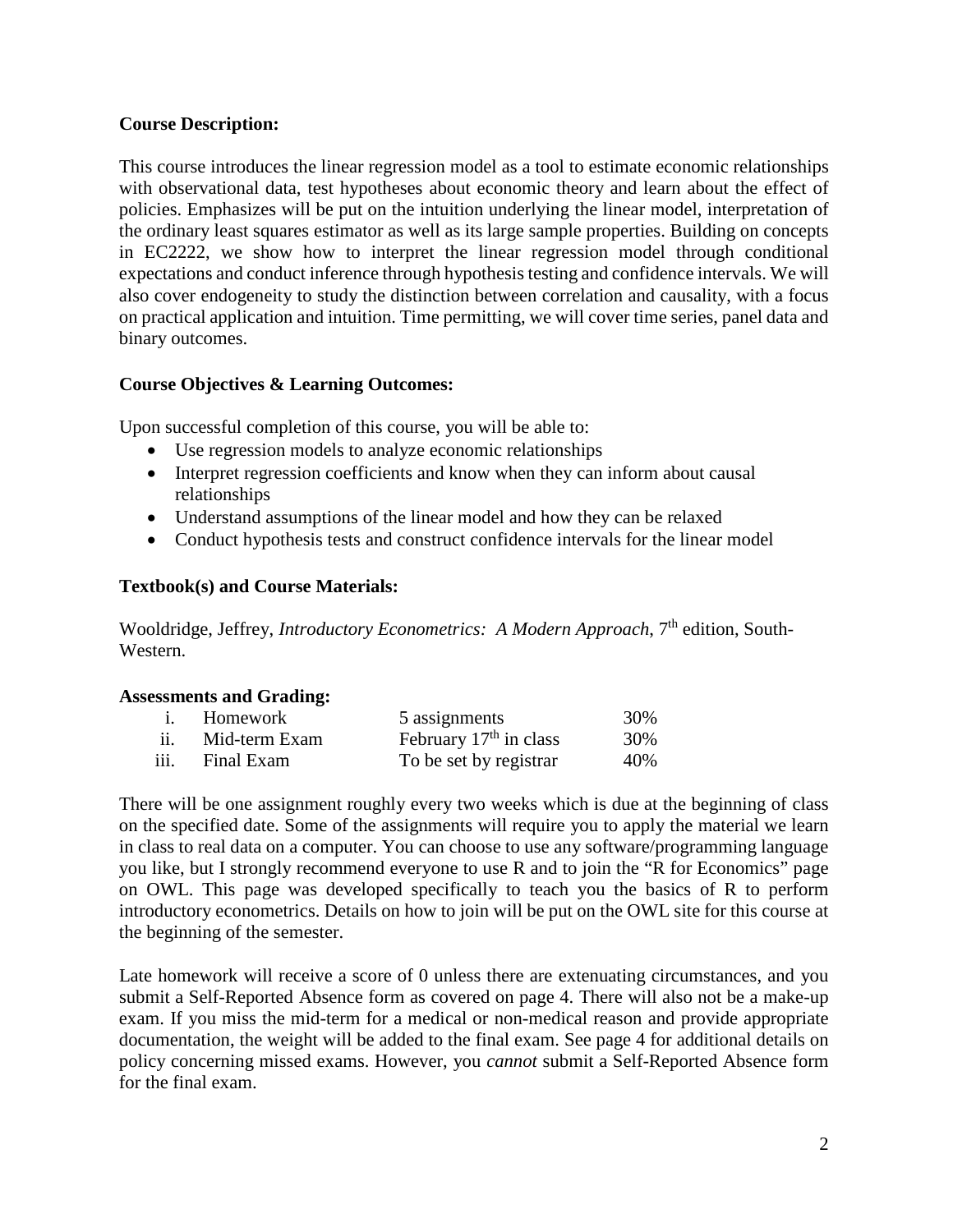**Course Description:**

This course introduces the linear regression model as a tool to estimate economic relationships with observational data, test hypotheses about economic theory and learn about the effect of policies. Emphasizes will be put on the intuition underlying the linear model, interpretation of the ordinary least squares estimator as well as its large sample properties. Building on concepts in EC2222, we show how to interpret the linear regression model through conditional expectations and conduct inference through hypothesis testing and confidence intervals. We will also cover endogeneity to study the distinction between correlation and causality, with a focus on practical application and intuition. Time permitting, we will cover time series, panel data and binary outcomes.

**Course Objectives & Learning Outcomes:**

Upon successful completion of this course, you will be able to:

- Use regression models to analyze economic relationships
- Interpret regression coefficients and know when they can inform about causal relationships
- Understand assumptions of the linear model and how they can be relaxed
- Conduct hypothesis tests and construct confidence intervals for the linear model

**Textbook(s) and Course Materials:**

Wooldridge, Jeffrey, *Introductory Econometrics: A Modern Approach*, 7th edition, South-Western.

**Assessments and Grading:**

| | | | |
|---|---|---|---|
| i. | Homework | 5 assignments | 30% |
| ii. | Mid-term Exam | February 17th in class | 30% |
| iii. | Final Exam | To be set by registrar | 40% |

There will be one assignment roughly every two weeks which is due at the beginning of class on the specified date. Some of the assignments will require you to apply the material we learn in class to real data on a computer. You can choose to use any software/programming language you like, but I strongly recommend everyone to use R and to join the "R for Economics" page on OWL. This page was developed specifically to teach you the basics of R to perform introductory econometrics. Details on how to join will be put on the OWL site for this course at the beginning of the semester.

Late homework will receive a score of 0 unless there are extenuating circumstances, and you submit a Self-Reported Absence form as covered on page 4. There will also not be a make-up exam. If you miss the mid-term for a medical or non-medical reason and provide appropriate documentation, the weight will be added to the final exam. See page 4 for additional details on policy concerning missed exams. However, you *cannot* submit a Self-Reported Absence form for the final exam.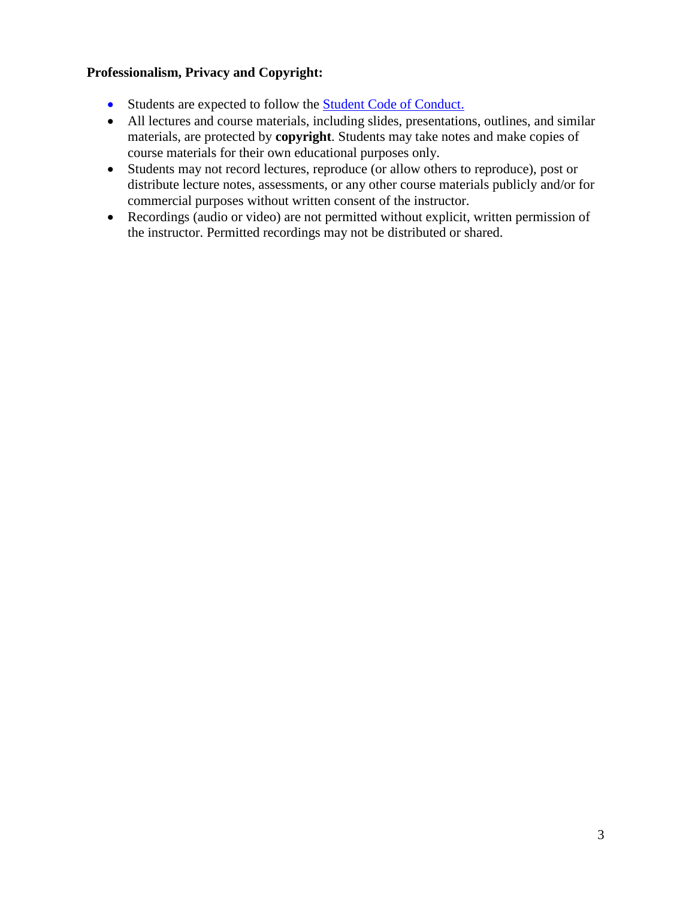**Professionalism, Privacy and Copyright:**

- Students are expected to follow the Student Code of Conduct.
- All lectures and course materials, including slides, presentations, outlines, and similar materials, are protected by **copyright**. Students may take notes and make copies of course materials for their own educational purposes only.
- Students may not record lectures, reproduce (or allow others to reproduce), post or distribute lecture notes, assessments, or any other course materials publicly and/or for commercial purposes without written consent of the instructor.
- Recordings (audio or video) are not permitted without explicit, written permission of the instructor. Permitted recordings may not be distributed or shared.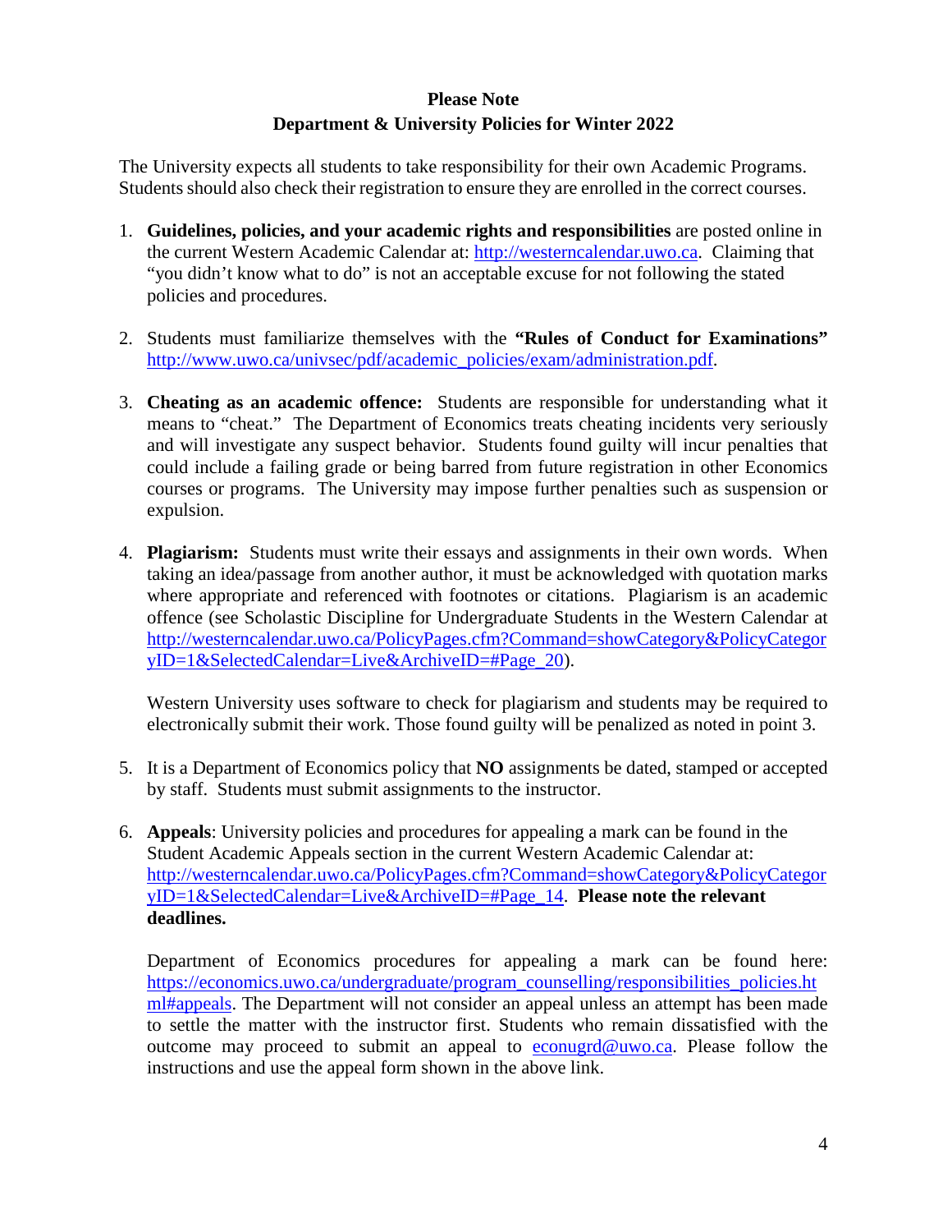**Please Note**
**Department & University Policies for Winter 2022**

The University expects all students to take responsibility for their own Academic Programs. Students should also check their registration to ensure they are enrolled in the correct courses.

1. **Guidelines, policies, and your academic rights and responsibilities** are posted online in the current Western Academic Calendar at: http://westerncalendar.uwo.ca. Claiming that "you didn't know what to do" is not an acceptable excuse for not following the stated policies and procedures.

2. Students must familiarize themselves with the **"Rules of Conduct for Examinations"** http://www.uwo.ca/univsec/pdf/academic_policies/exam/administration.pdf.

3. **Cheating as an academic offence:** Students are responsible for understanding what it means to "cheat." The Department of Economics treats cheating incidents very seriously and will investigate any suspect behavior. Students found guilty will incur penalties that could include a failing grade or being barred from future registration in other Economics courses or programs. The University may impose further penalties such as suspension or expulsion.

4. **Plagiarism:** Students must write their essays and assignments in their own words. When taking an idea/passage from another author, it must be acknowledged with quotation marks where appropriate and referenced with footnotes or citations. Plagiarism is an academic offence (see Scholastic Discipline for Undergraduate Students in the Western Calendar at http://westerncalendar.uwo.ca/PolicyPages.cfm?Command=showCategory&PolicyCategoryID=1&SelectedCalendar=Live&ArchiveID=#Page_20).

   Western University uses software to check for plagiarism and students may be required to electronically submit their work. Those found guilty will be penalized as noted in point 3.

5. It is a Department of Economics policy that **NO** assignments be dated, stamped or accepted by staff. Students must submit assignments to the instructor.

6. **Appeals**: University policies and procedures for appealing a mark can be found in the Student Academic Appeals section in the current Western Academic Calendar at: http://westerncalendar.uwo.ca/PolicyPages.cfm?Command=showCategory&PolicyCategoryID=1&SelectedCalendar=Live&ArchiveID=#Page_14. **Please note the relevant deadlines.**

   Department of Economics procedures for appealing a mark can be found here: https://economics.uwo.ca/undergraduate/program_counselling/responsibilities_policies.html#appeals. The Department will not consider an appeal unless an attempt has been made to settle the matter with the instructor first. Students who remain dissatisfied with the outcome may proceed to submit an appeal to econugrd@uwo.ca. Please follow the instructions and use the appeal form shown in the above link.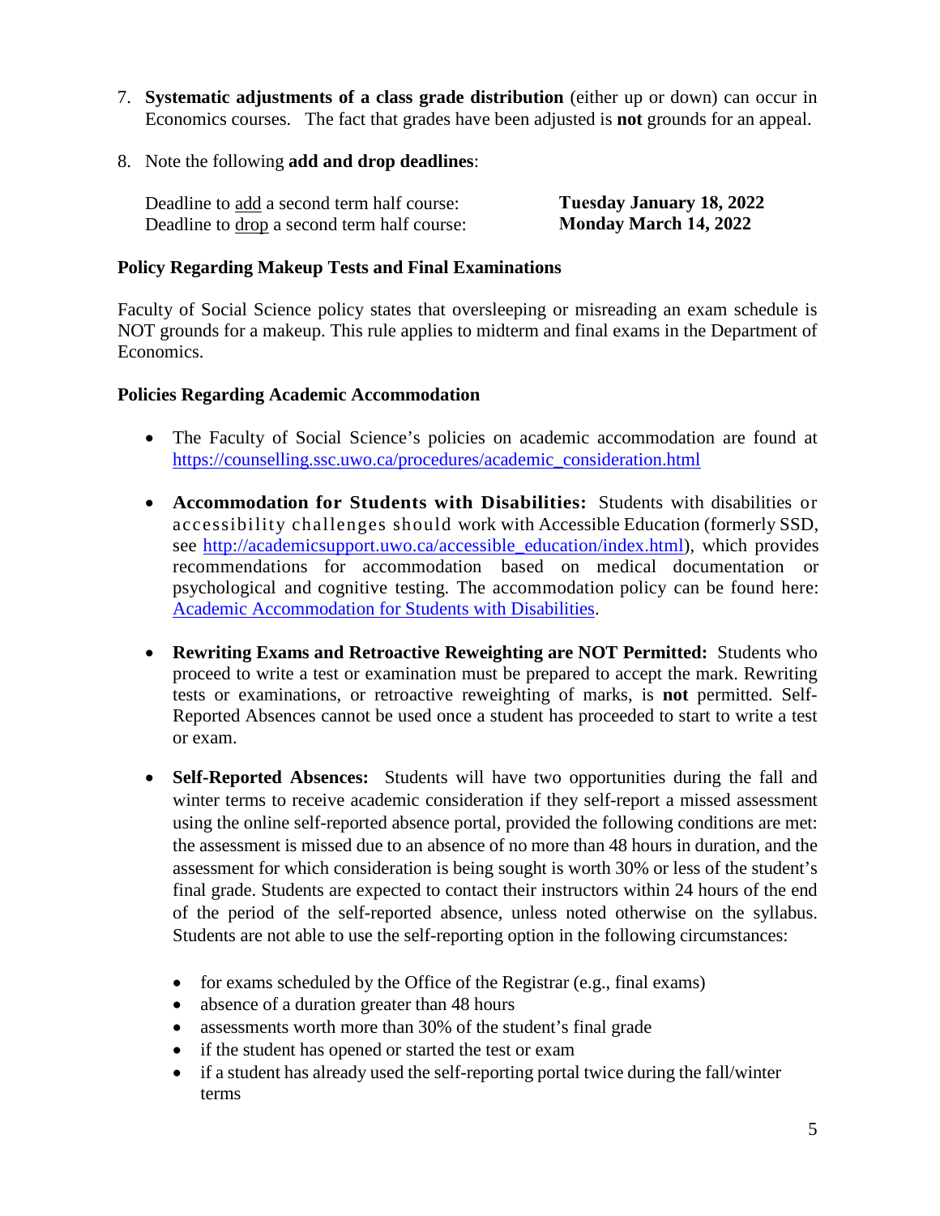7. **Systematic adjustments of a class grade distribution** (either up or down) can occur in Economics courses. The fact that grades have been adjusted is **not** grounds for an appeal.

8. Note the following **add and drop deadlines**:

   Deadline to add a second term half course: **Tuesday January 18, 2022**
   Deadline to drop a second term half course: **Monday March 14, 2022**

**Policy Regarding Makeup Tests and Final Examinations**

Faculty of Social Science policy states that oversleeping or misreading an exam schedule is NOT grounds for a makeup. This rule applies to midterm and final exams in the Department of Economics.

**Policies Regarding Academic Accommodation**

- The Faculty of Social Science's policies on academic accommodation are found at https://counselling.ssc.uwo.ca/procedures/academic_consideration.html

- **Accommodation for Students with Disabilities:** Students with disabilities or accessibility challenges should work with Accessible Education (formerly SSD, see http://academicsupport.uwo.ca/accessible_education/index.html), which provides recommendations for accommodation based on medical documentation or psychological and cognitive testing. The accommodation policy can be found here: Academic Accommodation for Students with Disabilities.

- **Rewriting Exams and Retroactive Reweighting are NOT Permitted:** Students who proceed to write a test or examination must be prepared to accept the mark. Rewriting tests or examinations, or retroactive reweighting of marks, is **not** permitted. Self-Reported Absences cannot be used once a student has proceeded to start to write a test or exam.

- **Self-Reported Absences:** Students will have two opportunities during the fall and winter terms to receive academic consideration if they self-report a missed assessment using the online self-reported absence portal, provided the following conditions are met: the assessment is missed due to an absence of no more than 48 hours in duration, and the assessment for which consideration is being sought is worth 30% or less of the student's final grade. Students are expected to contact their instructors within 24 hours of the end of the period of the self-reported absence, unless noted otherwise on the syllabus. Students are not able to use the self-reporting option in the following circumstances:

  - for exams scheduled by the Office of the Registrar (e.g., final exams)
  - absence of a duration greater than 48 hours
  - assessments worth more than 30% of the student's final grade
  - if the student has opened or started the test or exam
  - if a student has already used the self-reporting portal twice during the fall/winter terms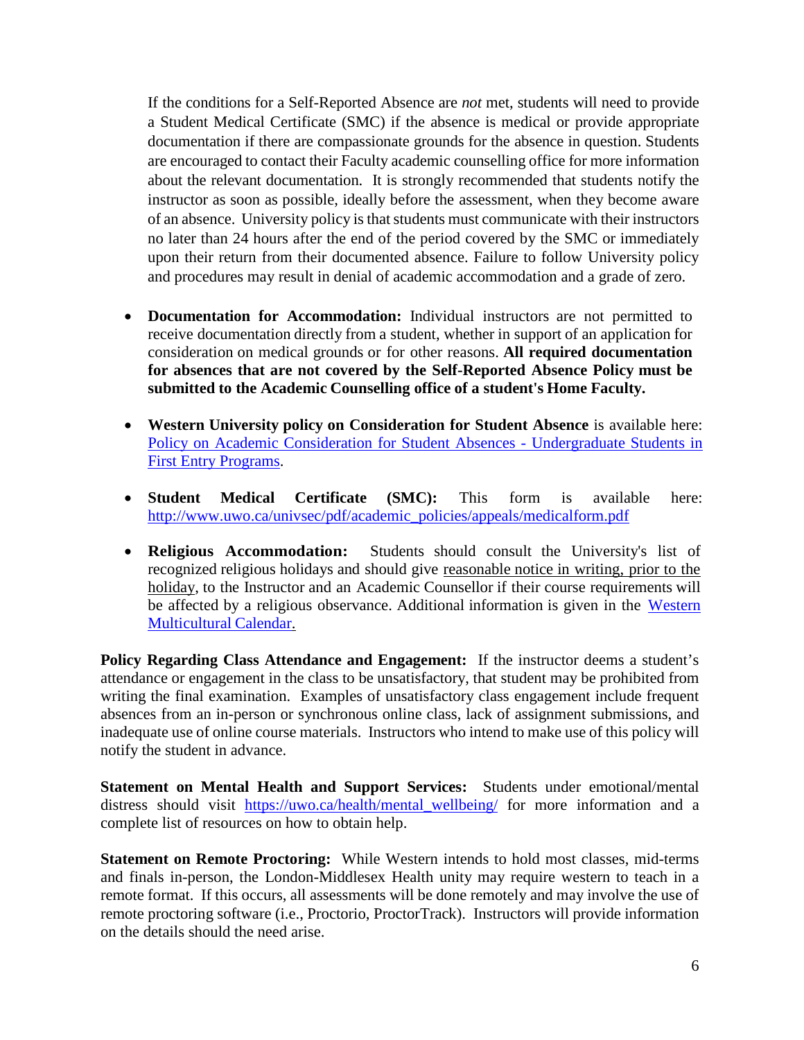If the conditions for a Self-Reported Absence are *not* met, students will need to provide a Student Medical Certificate (SMC) if the absence is medical or provide appropriate documentation if there are compassionate grounds for the absence in question. Students are encouraged to contact their Faculty academic counselling office for more information about the relevant documentation. It is strongly recommended that students notify the instructor as soon as possible, ideally before the assessment, when they become aware of an absence. University policy is that students must communicate with their instructors no later than 24 hours after the end of the period covered by the SMC or immediately upon their return from their documented absence. Failure to follow University policy and procedures may result in denial of academic accommodation and a grade of zero.

- **Documentation for Accommodation:** Individual instructors are not permitted to receive documentation directly from a student, whether in support of an application for consideration on medical grounds or for other reasons. **All required documentation for absences that are not covered by the Self-Reported Absence Policy must be submitted to the Academic Counselling office of a student's Home Faculty.**
- **Western University policy on Consideration for Student Absence** is available here: [Policy on Academic Consideration for Student Absences - Undergraduate Students in First Entry Programs](Policy on Academic Consideration for Student Absences - Undergraduate Students in First Entry Programs).
- **Student Medical Certificate (SMC):** This form is available here: http://www.uwo.ca/univsec/pdf/academic_policies/appeals/medicalform.pdf
- **Religious Accommodation:** Students should consult the University's list of recognized religious holidays and should give reasonable notice in writing, prior to the holiday, to the Instructor and an Academic Counsellor if their course requirements will be affected by a religious observance. Additional information is given in the Western Multicultural Calendar.

**Policy Regarding Class Attendance and Engagement:** If the instructor deems a student's attendance or engagement in the class to be unsatisfactory, that student may be prohibited from writing the final examination. Examples of unsatisfactory class engagement include frequent absences from an in-person or synchronous online class, lack of assignment submissions, and inadequate use of online course materials. Instructors who intend to make use of this policy will notify the student in advance.

**Statement on Mental Health and Support Services:** Students under emotional/mental distress should visit https://uwo.ca/health/mental_wellbeing/ for more information and a complete list of resources on how to obtain help.

**Statement on Remote Proctoring:** While Western intends to hold most classes, mid-terms and finals in-person, the London-Middlesex Health unity may require western to teach in a remote format. If this occurs, all assessments will be done remotely and may involve the use of remote proctoring software (i.e., Proctorio, ProctorTrack). Instructors will provide information on the details should the need arise.